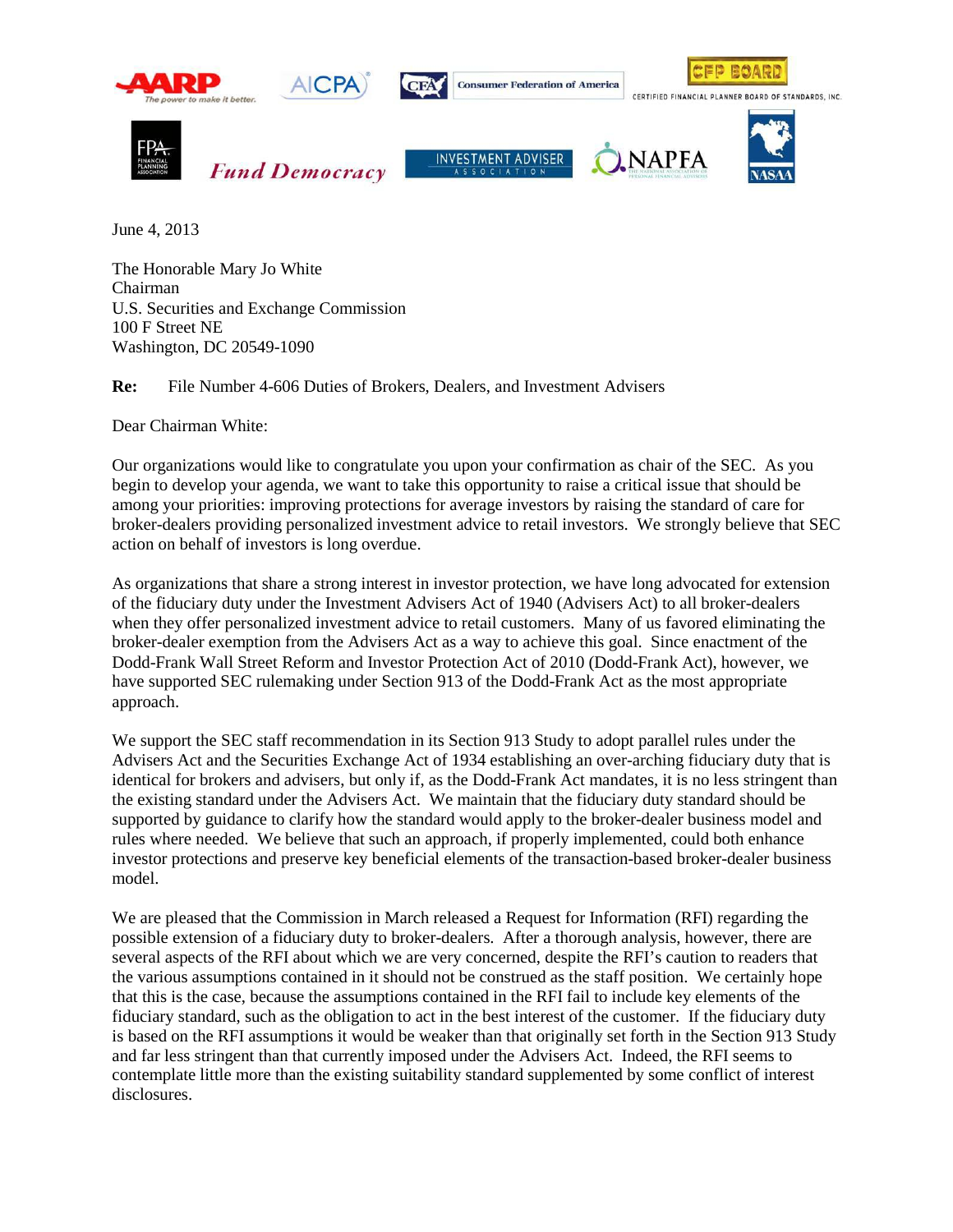June 4, 2013

The Honorable Mary Jo White
Chairman
U.S. Securities and Exchange Commission
100 F Street NE
Washington, DC 20549-1090

**Re:** File Number 4-606 Duties of Brokers, Dealers, and Investment Advisers

Dear Chairman White:

Our organizations would like to congratulate you upon your confirmation as chair of the SEC. As you begin to develop your agenda, we want to take this opportunity to raise a critical issue that should be among your priorities: improving protections for average investors by raising the standard of care for broker-dealers providing personalized investment advice to retail investors. We strongly believe that SEC action on behalf of investors is long overdue.

As organizations that share a strong interest in investor protection, we have long advocated for extension of the fiduciary duty under the Investment Advisers Act of 1940 (Advisers Act) to all broker-dealers when they offer personalized investment advice to retail customers. Many of us favored eliminating the broker-dealer exemption from the Advisers Act as a way to achieve this goal. Since enactment of the Dodd-Frank Wall Street Reform and Investor Protection Act of 2010 (Dodd-Frank Act), however, we have supported SEC rulemaking under Section 913 of the Dodd-Frank Act as the most appropriate approach.

We support the SEC staff recommendation in its Section 913 Study to adopt parallel rules under the Advisers Act and the Securities Exchange Act of 1934 establishing an over-arching fiduciary duty that is identical for brokers and advisers, but only if, as the Dodd-Frank Act mandates, it is no less stringent than the existing standard under the Advisers Act. We maintain that the fiduciary duty standard should be supported by guidance to clarify how the standard would apply to the broker-dealer business model and rules where needed. We believe that such an approach, if properly implemented, could both enhance investor protections and preserve key beneficial elements of the transaction-based broker-dealer business model.

We are pleased that the Commission in March released a Request for Information (RFI) regarding the possible extension of a fiduciary duty to broker-dealers. After a thorough analysis, however, there are several aspects of the RFI about which we are very concerned, despite the RFI's caution to readers that the various assumptions contained in it should not be construed as the staff position. We certainly hope that this is the case, because the assumptions contained in the RFI fail to include key elements of the fiduciary standard, such as the obligation to act in the best interest of the customer. If the fiduciary duty is based on the RFI assumptions it would be weaker than that originally set forth in the Section 913 Study and far less stringent than that currently imposed under the Advisers Act. Indeed, the RFI seems to contemplate little more than the existing suitability standard supplemented by some conflict of interest disclosures.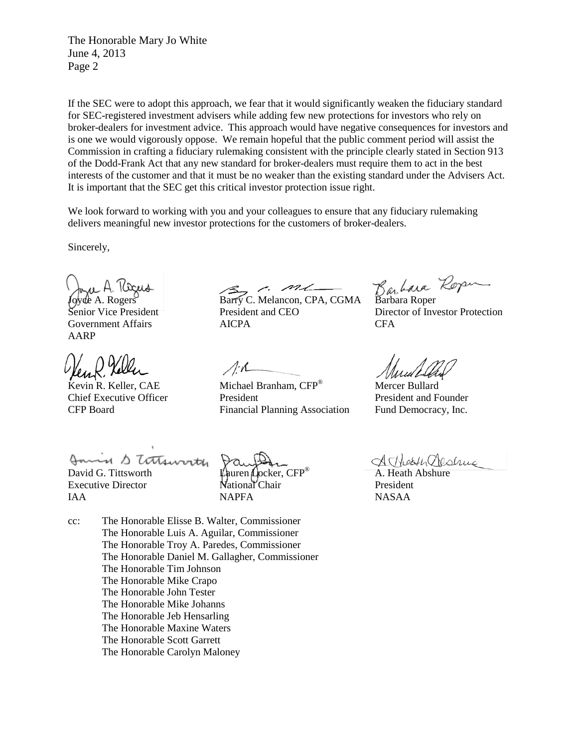The Honorable Mary Jo White
June 4, 2013
Page 2

If the SEC were to adopt this approach, we fear that it would significantly weaken the fiduciary standard for SEC-registered investment advisers while adding few new protections for investors who rely on broker-dealers for investment advice. This approach would have negative consequences for investors and is one we would vigorously oppose. We remain hopeful that the public comment period will assist the Commission in crafting a fiduciary rulemaking consistent with the principle clearly stated in Section 913 of the Dodd-Frank Act that any new standard for broker-dealers must require them to act in the best interests of the customer and that it must be no weaker than the existing standard under the Advisers Act. It is important that the SEC get this critical investor protection issue right.

We look forward to working with you and your colleagues to ensure that any fiduciary rulemaking delivers meaningful new investor protections for the customers of broker-dealers.

Sincerely,

Joyce A. Rogers
Senior Vice President
Government Affairs
AARP

Barry C. Melancon, CPA, CGMA
President and CEO
AICPA

Barbara Roper
Director of Investor Protection
CFA

Kevin R. Keller, CAE
Chief Executive Officer
CFP Board

Michael Branham, CFP®
President
Financial Planning Association

Mercer Bullard
President and Founder
Fund Democracy, Inc.

David G. Tittsworth
Executive Director
IAA

Lauren Locker, CFP®
National Chair
NAPFA

A. Heath Abshure
President
NASAA

cc: The Honorable Elisse B. Walter, Commissioner
The Honorable Luis A. Aguilar, Commissioner
The Honorable Troy A. Paredes, Commissioner
The Honorable Daniel M. Gallagher, Commissioner
The Honorable Tim Johnson
The Honorable Mike Crapo
The Honorable John Tester
The Honorable Mike Johanns
The Honorable Jeb Hensarling
The Honorable Maxine Waters
The Honorable Scott Garrett
The Honorable Carolyn Maloney